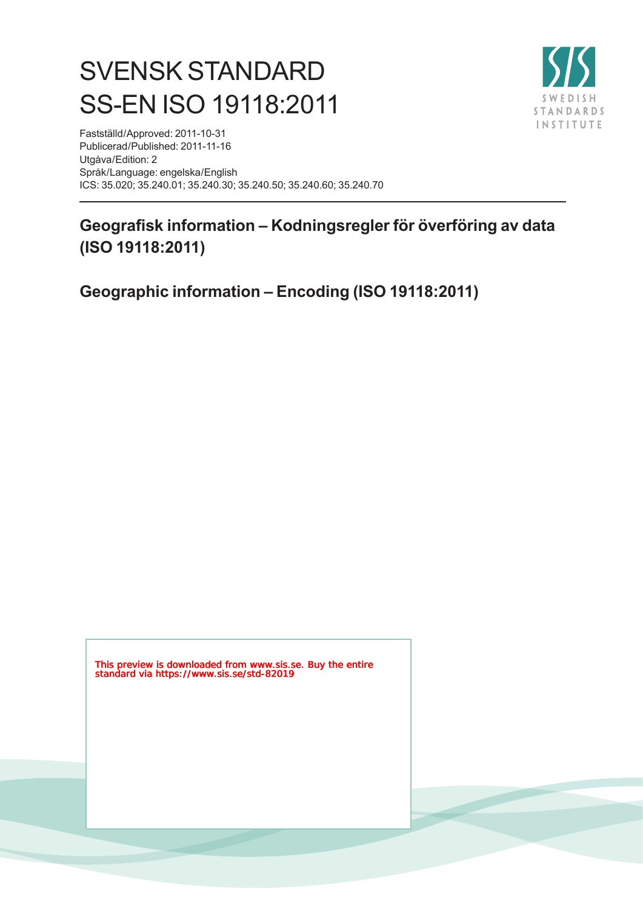# SVENSK STANDARD
# SS-EN ISO 19118:2011

Fastställd/Approved: 2011-10-31
Publicerad/Published: 2011-11-16
Utgåva/Edition: 2
Språk/Language: engelska/English
ICS: 35.020; 35.240.01; 35.240.30; 35.240.50; 35.240.60; 35.240.70

## Geografisk information – Kodningsregler för överföring av data (ISO 19118:2011)

## Geographic information – Encoding (ISO 19118:2011)

This preview is downloaded from www.sis.se. Buy the entire standard via https://www.sis.se/std-82019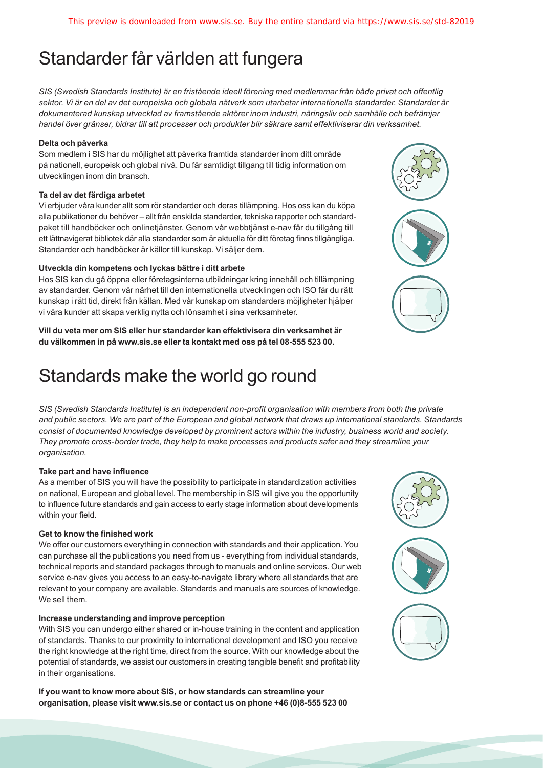# Standarder får världen att fungera

*SIS (Swedish Standards Institute) är en fristående ideell förening med medlemmar från både privat och offentlig sektor. Vi är en del av det europeiska och globala nätverk som utarbetar internationella standarder. Standarder är dokumenterad kunskap utvecklad av framstående aktörer inom industri, näringsliv och samhälle och befrämjar handel över gränser, bidrar till att processer och produkter blir säkrare samt effektiviserar din verksamhet.*

**Delta och påverka**

Som medlem i SIS har du möjlighet att påverka framtida standarder inom ditt område på nationell, europeisk och global nivå. Du får samtidigt tillgång till tidig information om utvecklingen inom din bransch.

**Ta del av det färdiga arbetet**

Vi erbjuder våra kunder allt som rör standarder och deras tillämpning. Hos oss kan du köpa alla publikationer du behöver – allt från enskilda standarder, tekniska rapporter och standardpaket till handböcker och onlinetjänster. Genom vår webbtjänst e-nav får du tillgång till ett lättnavigerat bibliotek där alla standarder som är aktuella för ditt företag finns tillgängliga. Standarder och handböcker är källor till kunskap. Vi säljer dem.

**Utveckla din kompetens och lyckas bättre i ditt arbete**

Hos SIS kan du gå öppna eller företagsinterna utbildningar kring innehåll och tillämpning av standarder. Genom vår närhet till den internationella utvecklingen och ISO får du rätt kunskap i rätt tid, direkt från källan. Med vår kunskap om standarders möjligheter hjälper vi våra kunder att skapa verklig nytta och lönsamhet i sina verksamheter.

**Vill du veta mer om SIS eller hur standarder kan effektivisera din verksamhet är du välkommen in på www.sis.se eller ta kontakt med oss på tel 08-555 523 00.**

# Standards make the world go round

*SIS (Swedish Standards Institute) is an independent non-profit organisation with members from both the private and public sectors. We are part of the European and global network that draws up international standards. Standards consist of documented knowledge developed by prominent actors within the industry, business world and society. They promote cross-border trade, they help to make processes and products safer and they streamline your organisation.*

**Take part and have influence**

As a member of SIS you will have the possibility to participate in standardization activities on national, European and global level. The membership in SIS will give you the opportunity to influence future standards and gain access to early stage information about developments within your field.

**Get to know the finished work**

We offer our customers everything in connection with standards and their application. You can purchase all the publications you need from us - everything from individual standards, technical reports and standard packages through to manuals and online services. Our web service e-nav gives you access to an easy-to-navigate library where all standards that are relevant to your company are available. Standards and manuals are sources of knowledge. We sell them.

**Increase understanding and improve perception**

With SIS you can undergo either shared or in-house training in the content and application of standards. Thanks to our proximity to international development and ISO you receive the right knowledge at the right time, direct from the source. With our knowledge about the potential of standards, we assist our customers in creating tangible benefit and profitability in their organisations.

**If you want to know more about SIS, or how standards can streamline your organisation, please visit www.sis.se or contact us on phone +46 (0)8-555 523 00**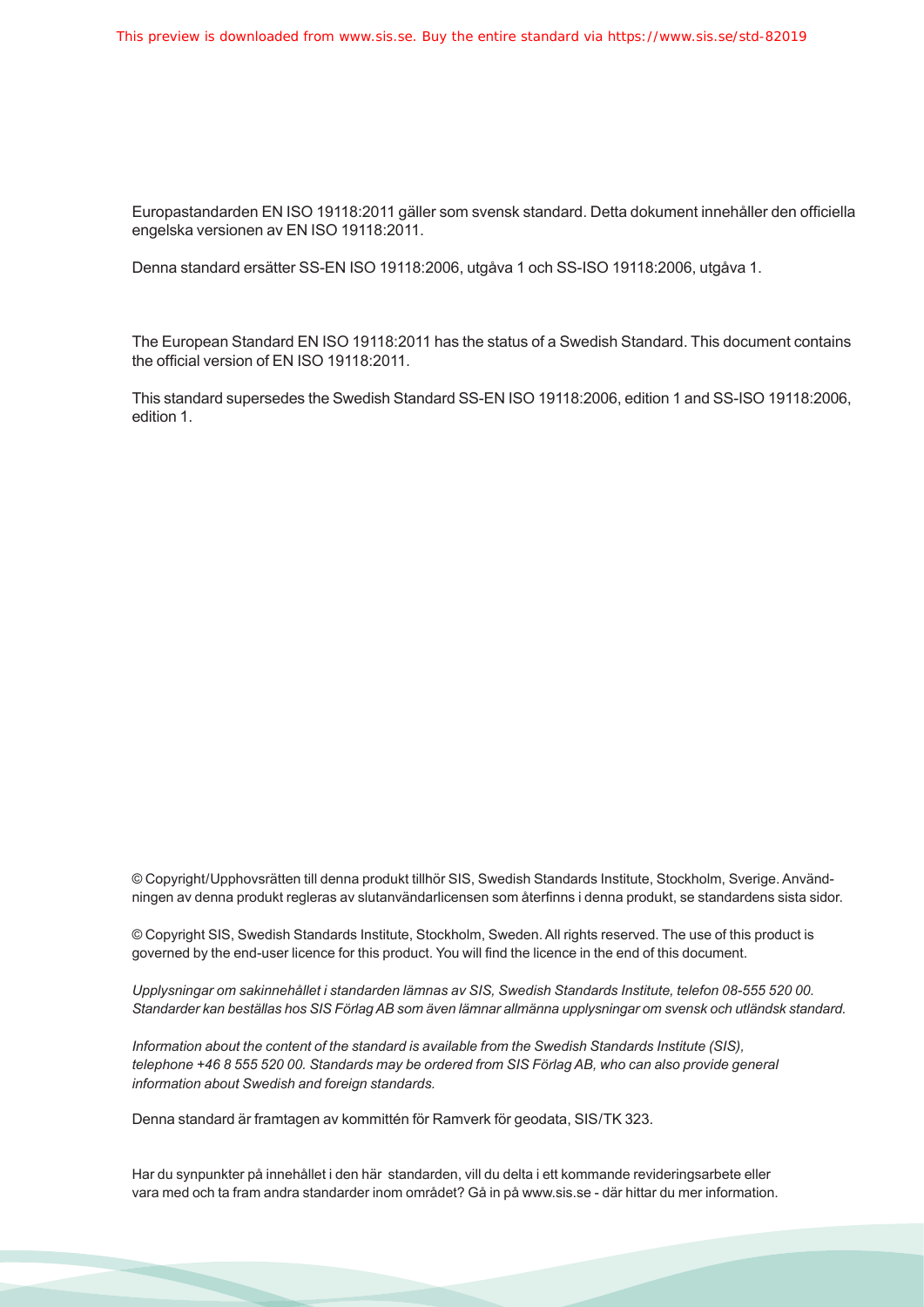Europastandarden EN ISO 19118:2011 gäller som svensk standard. Detta dokument innehåller den officiella engelska versionen av EN ISO 19118:2011.

Denna standard ersätter SS-EN ISO 19118:2006, utgåva 1 och SS-ISO 19118:2006, utgåva 1.

The European Standard EN ISO 19118:2011 has the status of a Swedish Standard. This document contains the official version of EN ISO 19118:2011.

This standard supersedes the Swedish Standard SS-EN ISO 19118:2006, edition 1 and SS-ISO 19118:2006, edition 1.

© Copyright/Upphovsrätten till denna produkt tillhör SIS, Swedish Standards Institute, Stockholm, Sverige. Användningen av denna produkt regleras av slutanvändarlicensen som återfinns i denna produkt, se standardens sista sidor.

© Copyright SIS, Swedish Standards Institute, Stockholm, Sweden. All rights reserved. The use of this product is governed by the end-user licence for this product. You will find the licence in the end of this document.

*Upplysningar om sakinnehållet i standarden lämnas av SIS, Swedish Standards Institute, telefon 08-555 520 00. Standarder kan beställas hos SIS Förlag AB som även lämnar allmänna upplysningar om svensk och utländsk standard.*

*Information about the content of the standard is available from the Swedish Standards Institute (SIS), telephone +46 8 555 520 00. Standards may be ordered from SIS Förlag AB, who can also provide general information about Swedish and foreign standards.*

Denna standard är framtagen av kommittén för Ramverk för geodata, SIS/TK 323.

Har du synpunkter på innehållet i den här standarden, vill du delta i ett kommande revideringsarbete eller vara med och ta fram andra standarder inom området? Gå in på www.sis.se - där hittar du mer information.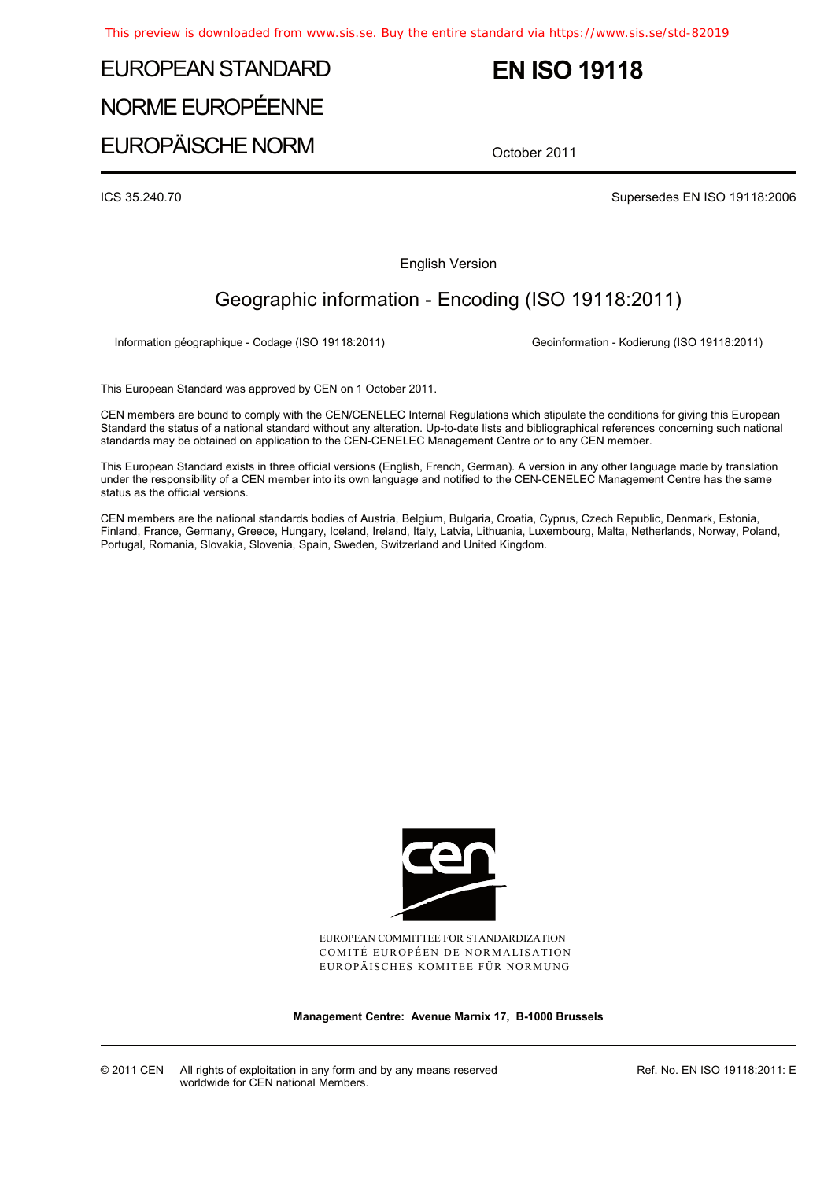# EUROPEAN STANDARD
# NORME EUROPÉENNE
# EUROPÄISCHE NORM

# EN ISO 19118

October 2011

ICS 35.240.70

Supersedes EN ISO 19118:2006

English Version

## Geographic information - Encoding (ISO 19118:2011)

Information géographique - Codage (ISO 19118:2011)

Geoinformation - Kodierung (ISO 19118:2011)

This European Standard was approved by CEN on 1 October 2011.

CEN members are bound to comply with the CEN/CENELEC Internal Regulations which stipulate the conditions for giving this European Standard the status of a national standard without any alteration. Up-to-date lists and bibliographical references concerning such national standards may be obtained on application to the CEN-CENELEC Management Centre or to any CEN member.

This European Standard exists in three official versions (English, French, German). A version in any other language made by translation under the responsibility of a CEN member into its own language and notified to the CEN-CENELEC Management Centre has the same status as the official versions.

CEN members are the national standards bodies of Austria, Belgium, Bulgaria, Croatia, Cyprus, Czech Republic, Denmark, Estonia, Finland, France, Germany, Greece, Hungary, Iceland, Ireland, Italy, Latvia, Lithuania, Luxembourg, Malta, Netherlands, Norway, Poland, Portugal, Romania, Slovakia, Slovenia, Spain, Sweden, Switzerland and United Kingdom.

EUROPEAN COMMITTEE FOR STANDARDIZATION
COMITÉ EUROPÉEN DE NORMALISATION
EUROPÄISCHES KOMITEE FÜR NORMUNG

**Management Centre: Avenue Marnix 17, B-1000 Brussels**

© 2011 CEN All rights of exploitation in any form and by any means reserved worldwide for CEN national Members.

Ref. No. EN ISO 19118:2011: E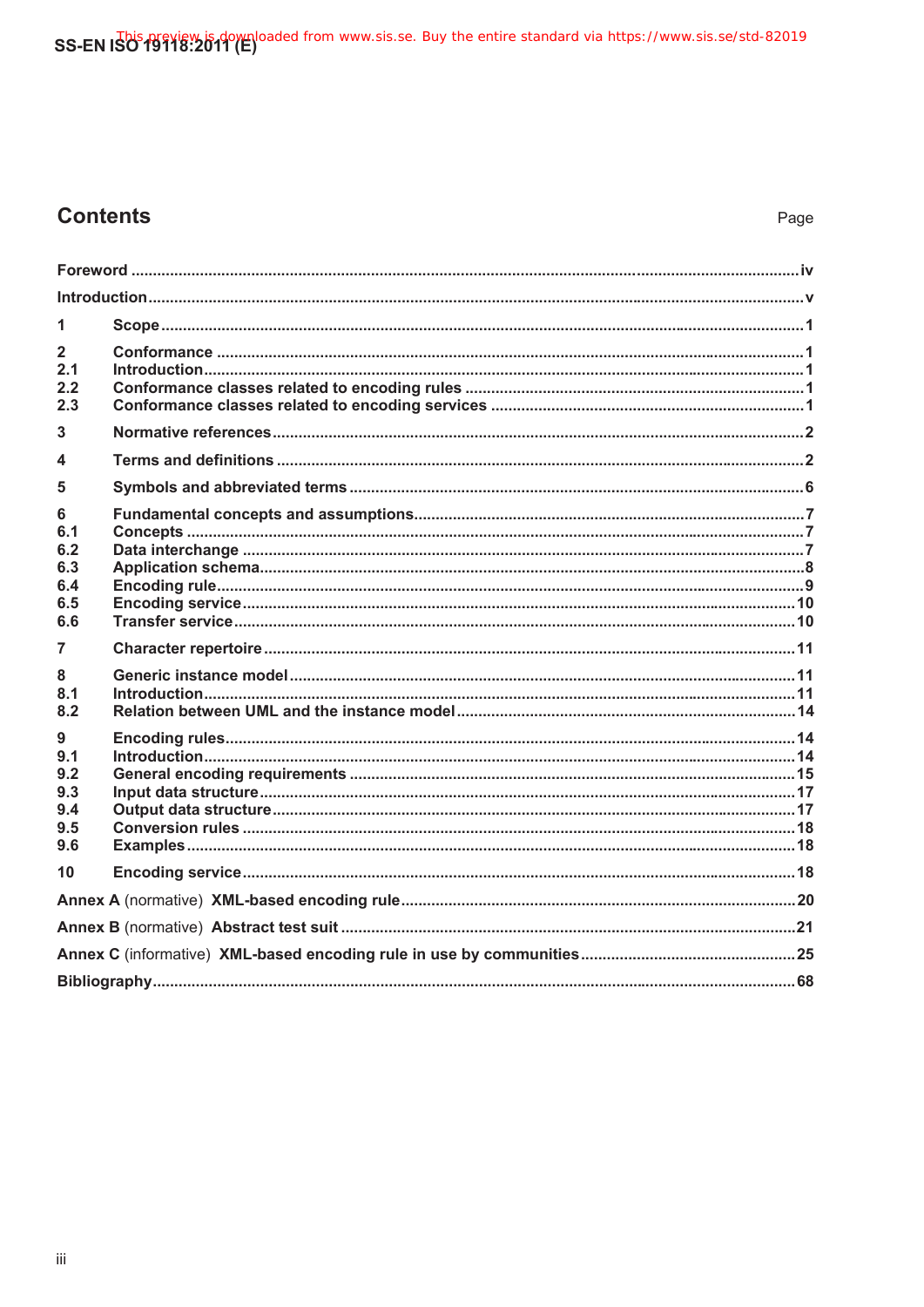# Contents

Page

Foreword ....................................................................................................................................................iv

Introduction..................................................................................................................................................v

1 Scope..............................................................................................................................................1

2 Conformance .................................................................................................................................1
2.1 Introduction.....................................................................................................................................1
2.2 Conformance classes related to encoding rules ........................................................................1
2.3 Conformance classes related to encoding services ...................................................................1

3 Normative references.....................................................................................................................2

4 Terms and definitions ....................................................................................................................2

5 Symbols and abbreviated terms ....................................................................................................6

6 Fundamental concepts and assumptions.....................................................................................7
6.1 Concepts .........................................................................................................................................7
6.2 Data interchange ............................................................................................................................7
6.3 Application schema........................................................................................................................8
6.4 Encoding rule..................................................................................................................................9
6.5 Encoding service..........................................................................................................................10
6.6 Transfer service............................................................................................................................10

7 Character repertoire .....................................................................................................................11

8 Generic instance model ...............................................................................................................11
8.1 Introduction...................................................................................................................................11
8.2 Relation between UML and the instance model.........................................................................14

9 Encoding rules..............................................................................................................................14
9.1 Introduction...................................................................................................................................14
9.2 General encoding requirements .................................................................................................15
9.3 Input data structure......................................................................................................................17
9.4 Output data structure...................................................................................................................17
9.5 Conversion rules ..........................................................................................................................18
9.6 Examples.......................................................................................................................................18

10 Encoding service..........................................................................................................................18

Annex A (normative) XML-based encoding rule.....................................................................................20

Annex B (normative) Abstract test suit ...................................................................................................21

Annex C (informative) XML-based encoding rule in use by communities.............................................25

Bibliography...............................................................................................................................................68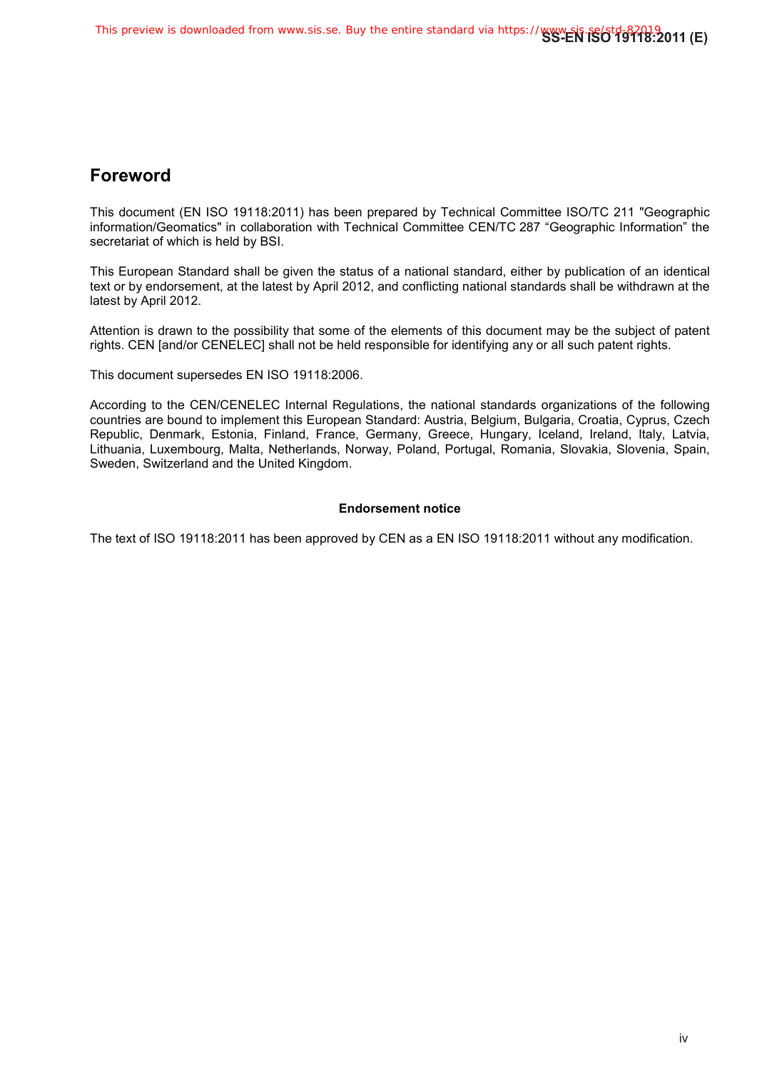## Foreword

This document (EN ISO 19118:2011) has been prepared by Technical Committee ISO/TC 211 "Geographic information/Geomatics" in collaboration with Technical Committee CEN/TC 287 “Geographic Information” the secretariat of which is held by BSI.

This European Standard shall be given the status of a national standard, either by publication of an identical text or by endorsement, at the latest by April 2012, and conflicting national standards shall be withdrawn at the latest by April 2012.

Attention is drawn to the possibility that some of the elements of this document may be the subject of patent rights. CEN [and/or CENELEC] shall not be held responsible for identifying any or all such patent rights.

This document supersedes EN ISO 19118:2006.

According to the CEN/CENELEC Internal Regulations, the national standards organizations of the following countries are bound to implement this European Standard: Austria, Belgium, Bulgaria, Croatia, Cyprus, Czech Republic, Denmark, Estonia, Finland, France, Germany, Greece, Hungary, Iceland, Ireland, Italy, Latvia, Lithuania, Luxembourg, Malta, Netherlands, Norway, Poland, Portugal, Romania, Slovakia, Slovenia, Spain, Sweden, Switzerland and the United Kingdom.

**Endorsement notice**

The text of ISO 19118:2011 has been approved by CEN as a EN ISO 19118:2011 without any modification.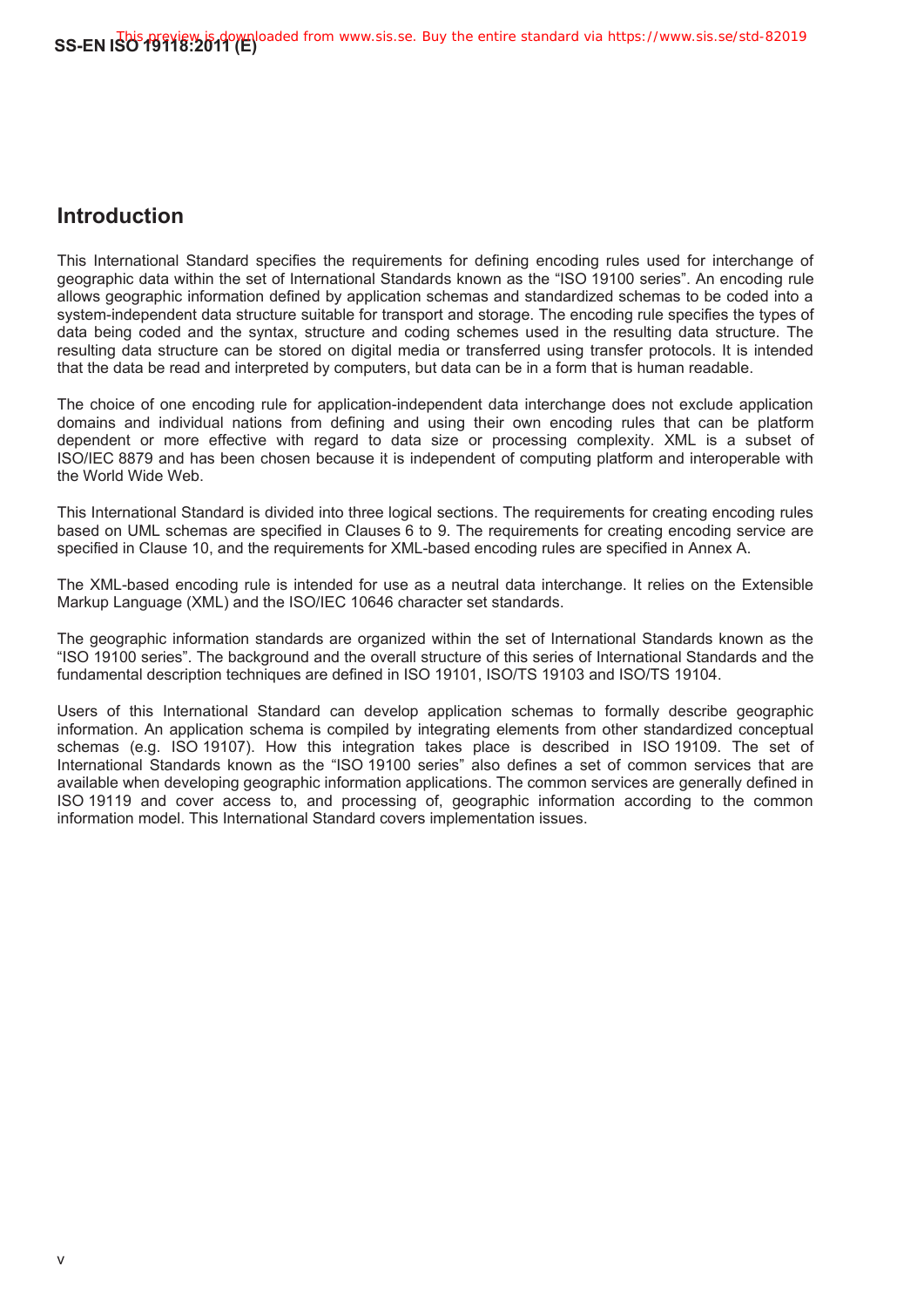## Introduction

This International Standard specifies the requirements for defining encoding rules used for interchange of geographic data within the set of International Standards known as the “ISO 19100 series”. An encoding rule allows geographic information defined by application schemas and standardized schemas to be coded into a system-independent data structure suitable for transport and storage. The encoding rule specifies the types of data being coded and the syntax, structure and coding schemes used in the resulting data structure. The resulting data structure can be stored on digital media or transferred using transfer protocols. It is intended that the data be read and interpreted by computers, but data can be in a form that is human readable.

The choice of one encoding rule for application-independent data interchange does not exclude application domains and individual nations from defining and using their own encoding rules that can be platform dependent or more effective with regard to data size or processing complexity. XML is a subset of ISO/IEC 8879 and has been chosen because it is independent of computing platform and interoperable with the World Wide Web.

This International Standard is divided into three logical sections. The requirements for creating encoding rules based on UML schemas are specified in Clauses 6 to 9. The requirements for creating encoding service are specified in Clause 10, and the requirements for XML-based encoding rules are specified in Annex A.

The XML-based encoding rule is intended for use as a neutral data interchange. It relies on the Extensible Markup Language (XML) and the ISO/IEC 10646 character set standards.

The geographic information standards are organized within the set of International Standards known as the “ISO 19100 series”. The background and the overall structure of this series of International Standards and the fundamental description techniques are defined in ISO 19101, ISO/TS 19103 and ISO/TS 19104.

Users of this International Standard can develop application schemas to formally describe geographic information. An application schema is compiled by integrating elements from other standardized conceptual schemas (e.g. ISO 19107). How this integration takes place is described in ISO 19109. The set of International Standards known as the “ISO 19100 series” also defines a set of common services that are available when developing geographic information applications. The common services are generally defined in ISO 19119 and cover access to, and processing of, geographic information according to the common information model. This International Standard covers implementation issues.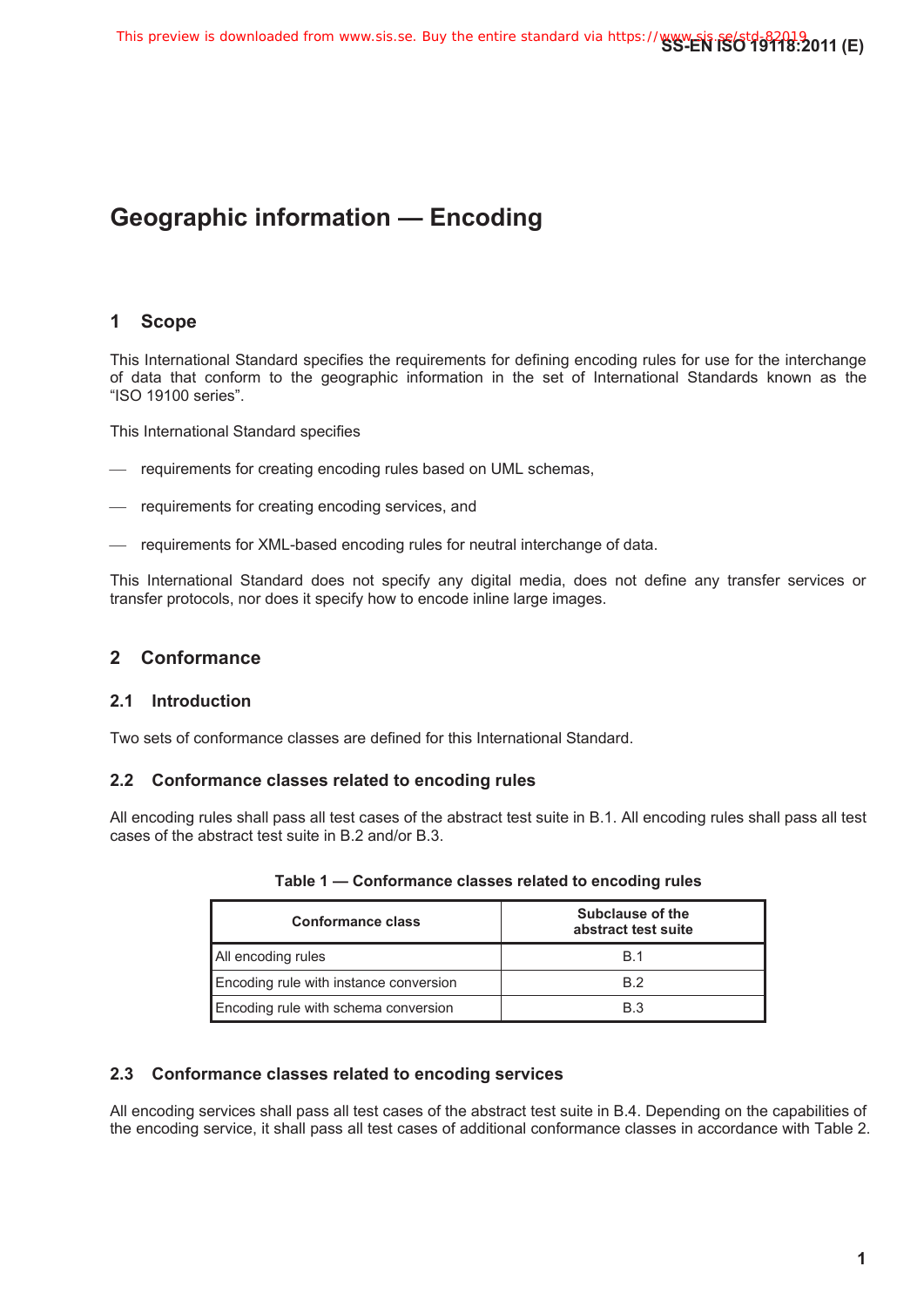# Geographic information — Encoding

## 1 Scope

This International Standard specifies the requirements for defining encoding rules for use for the interchange of data that conform to the geographic information in the set of International Standards known as the "ISO 19100 series".

This International Standard specifies

- requirements for creating encoding rules based on UML schemas,
- requirements for creating encoding services, and
- requirements for XML-based encoding rules for neutral interchange of data.

This International Standard does not specify any digital media, does not define any transfer services or transfer protocols, nor does it specify how to encode inline large images.

## 2 Conformance

### 2.1 Introduction

Two sets of conformance classes are defined for this International Standard.

### 2.2 Conformance classes related to encoding rules

All encoding rules shall pass all test cases of the abstract test suite in B.1. All encoding rules shall pass all test cases of the abstract test suite in B.2 and/or B.3.

**Table 1 — Conformance classes related to encoding rules**

| Conformance class | Subclause of the abstract test suite |
|---|---|
| All encoding rules | B.1 |
| Encoding rule with instance conversion | B.2 |
| Encoding rule with schema conversion | B.3 |

### 2.3 Conformance classes related to encoding services

All encoding services shall pass all test cases of the abstract test suite in B.4. Depending on the capabilities of the encoding service, it shall pass all test cases of additional conformance classes in accordance with Table 2.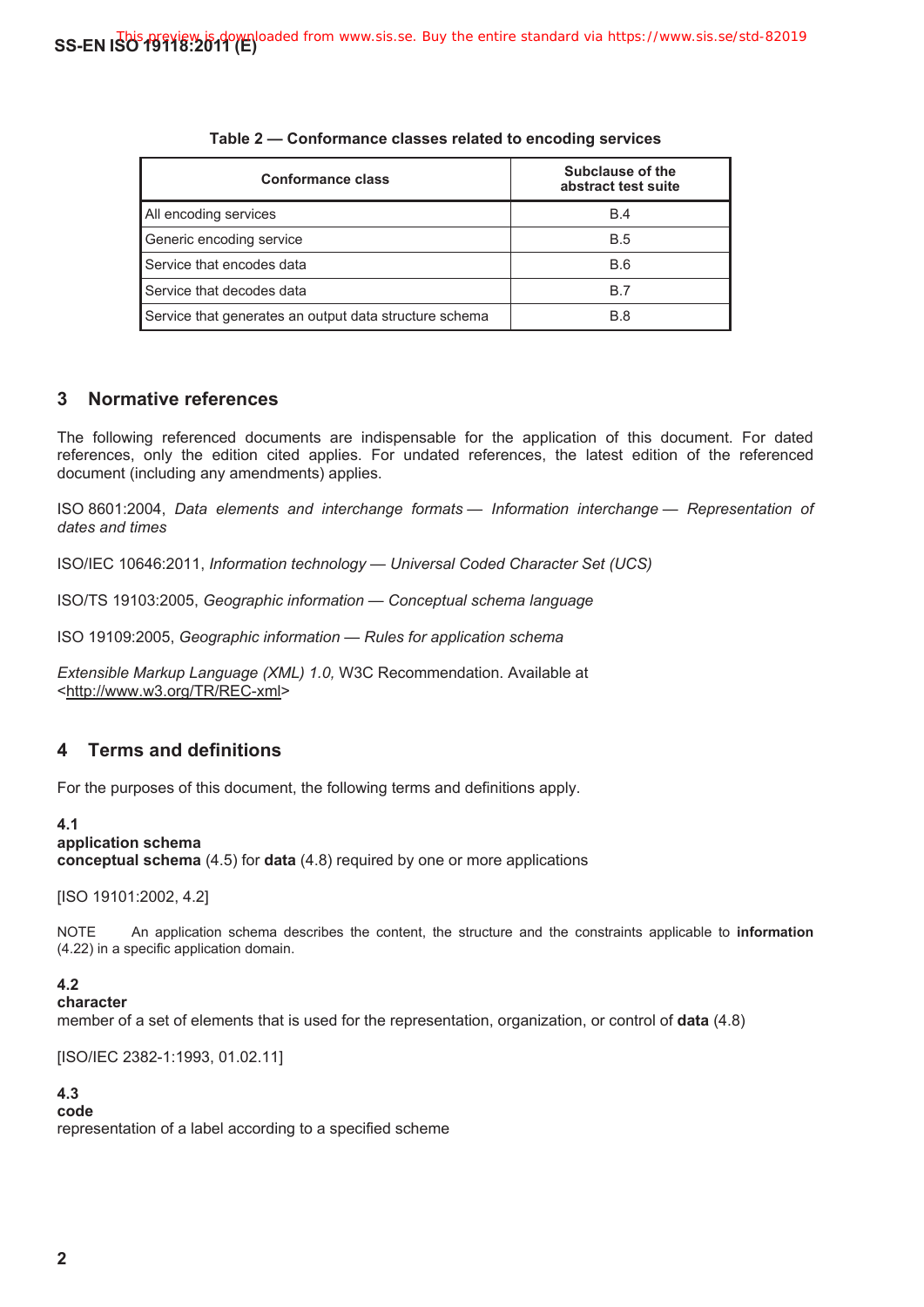**Table 2 — Conformance classes related to encoding services**

| Conformance class | Subclause of the abstract test suite |
|---|---|
| All encoding services | B.4 |
| Generic encoding service | B.5 |
| Service that encodes data | B.6 |
| Service that decodes data | B.7 |
| Service that generates an output data structure schema | B.8 |

## 3 Normative references

The following referenced documents are indispensable for the application of this document. For dated references, only the edition cited applies. For undated references, the latest edition of the referenced document (including any amendments) applies.

ISO 8601:2004, *Data elements and interchange formats — Information interchange — Representation of dates and times*

ISO/IEC 10646:2011, *Information technology — Universal Coded Character Set (UCS)*

ISO/TS 19103:2005, *Geographic information — Conceptual schema language*

ISO 19109:2005, *Geographic information — Rules for application schema*

*Extensible Markup Language (XML) 1.0,* W3C Recommendation. Available at <http://www.w3.org/TR/REC-xml>

## 4 Terms and definitions

For the purposes of this document, the following terms and definitions apply.

**4.1**
**application schema**
**conceptual schema** (4.5) for **data** (4.8) required by one or more applications

[ISO 19101:2002, 4.2]

NOTE An application schema describes the content, the structure and the constraints applicable to **information** (4.22) in a specific application domain.

**4.2**
**character**
member of a set of elements that is used for the representation, organization, or control of **data** (4.8)

[ISO/IEC 2382-1:1993, 01.02.11]

**4.3**
**code**
representation of a label according to a specified scheme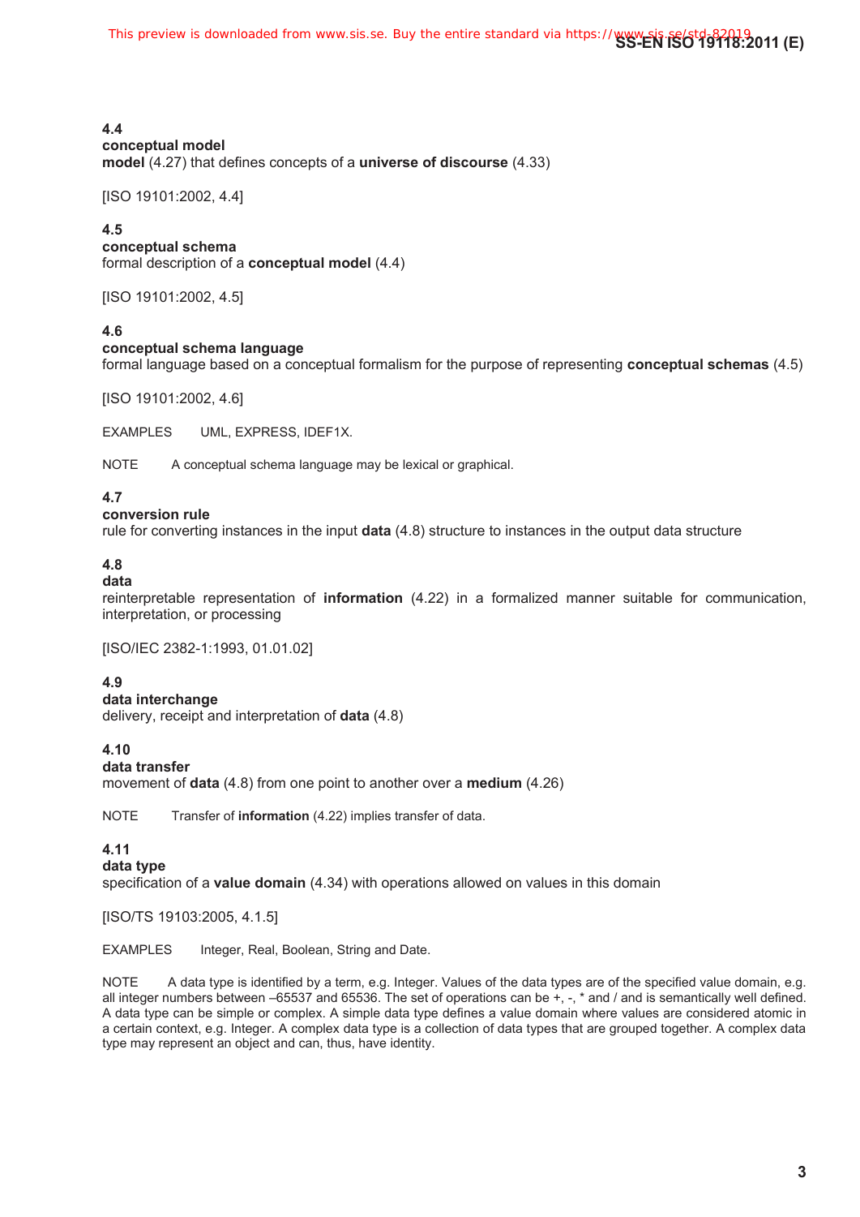**4.4**
**conceptual model**
**model** (4.27) that defines concepts of a **universe of discourse** (4.33)

[ISO 19101:2002, 4.4]

**4.5**
**conceptual schema**
formal description of a **conceptual model** (4.4)

[ISO 19101:2002, 4.5]

**4.6**
**conceptual schema language**
formal language based on a conceptual formalism for the purpose of representing **conceptual schemas** (4.5)

[ISO 19101:2002, 4.6]

EXAMPLES UML, EXPRESS, IDEF1X.

NOTE A conceptual schema language may be lexical or graphical.

**4.7**
**conversion rule**
rule for converting instances in the input **data** (4.8) structure to instances in the output data structure

**4.8**
**data**
reinterpretable representation of **information** (4.22) in a formalized manner suitable for communication, interpretation, or processing

[ISO/IEC 2382-1:1993, 01.01.02]

**4.9**
**data interchange**
delivery, receipt and interpretation of **data** (4.8)

**4.10**
**data transfer**
movement of **data** (4.8) from one point to another over a **medium** (4.26)

NOTE Transfer of **information** (4.22) implies transfer of data.

**4.11**
**data type**
specification of a **value domain** (4.34) with operations allowed on values in this domain

[ISO/TS 19103:2005, 4.1.5]

EXAMPLES Integer, Real, Boolean, String and Date.

NOTE A data type is identified by a term, e.g. Integer. Values of the data types are of the specified value domain, e.g. all integer numbers between –65537 and 65536. The set of operations can be +, -, * and / and is semantically well defined. A data type can be simple or complex. A simple data type defines a value domain where values are considered atomic in a certain context, e.g. Integer. A complex data type is a collection of data types that are grouped together. A complex data type may represent an object and can, thus, have identity.